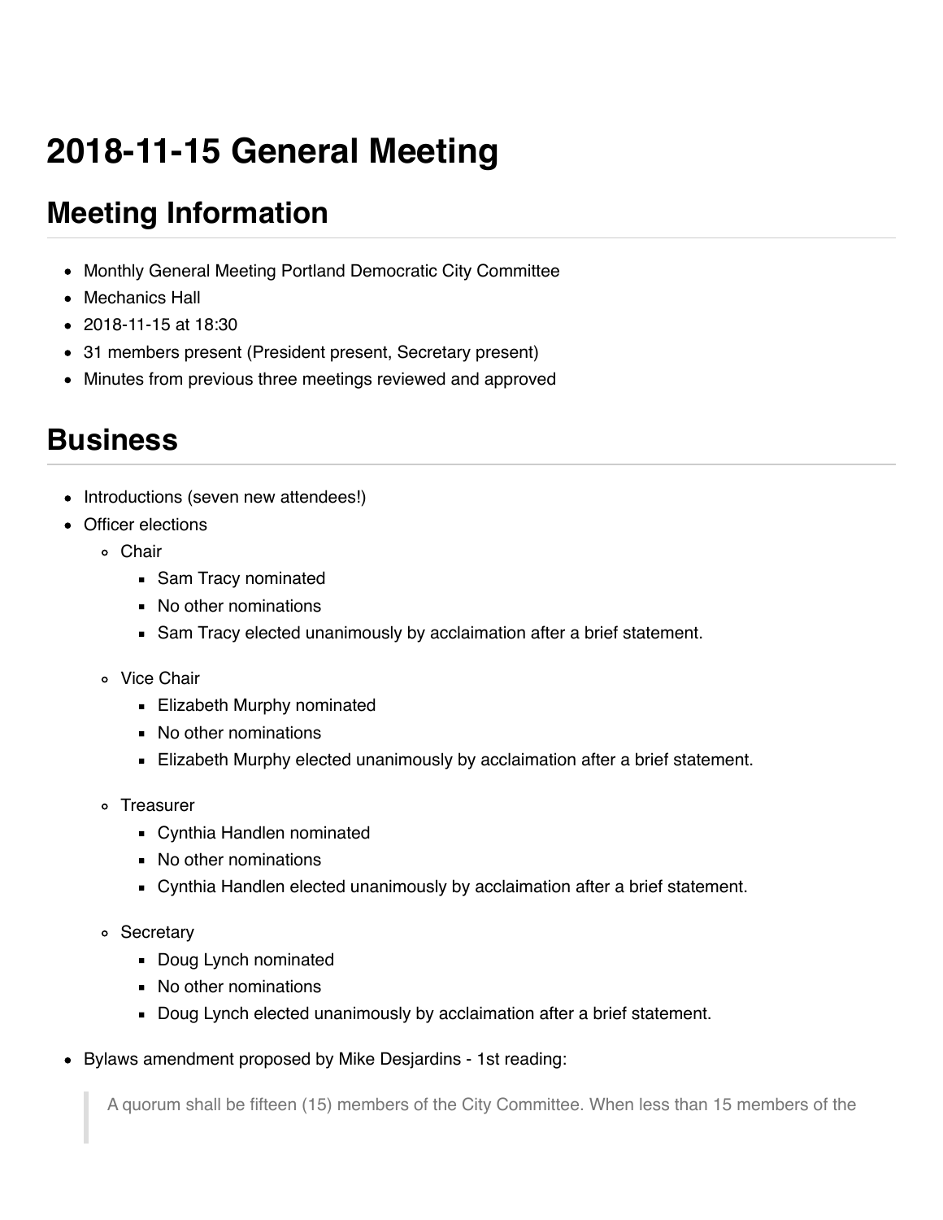# 2018-11-15 General Meeting

## Meeting Information

- Monthly General Meeting Portland Democratic City Committee
- Mechanics Hall
- 2018-11-15 at 18:30
- 31 members present (President present, Secretary present)
- Minutes from previous three meetings reviewed and approved

## Business

- Introductions (seven new attendees!)
- Officer elections
  - Chair
    - Sam Tracy nominated
    - No other nominations
    - Sam Tracy elected unanimously by acclaimation after a brief statement.
  - Vice Chair
    - Elizabeth Murphy nominated
    - No other nominations
    - Elizabeth Murphy elected unanimously by acclaimation after a brief statement.
  - Treasurer
    - Cynthia Handlen nominated
    - No other nominations
    - Cynthia Handlen elected unanimously by acclaimation after a brief statement.
  - Secretary
    - Doug Lynch nominated
    - No other nominations
    - Doug Lynch elected unanimously by acclaimation after a brief statement.
- Bylaws amendment proposed by Mike Desjardins - 1st reading:

> A quorum shall be fifteen (15) members of the City Committee. When less than 15 members of the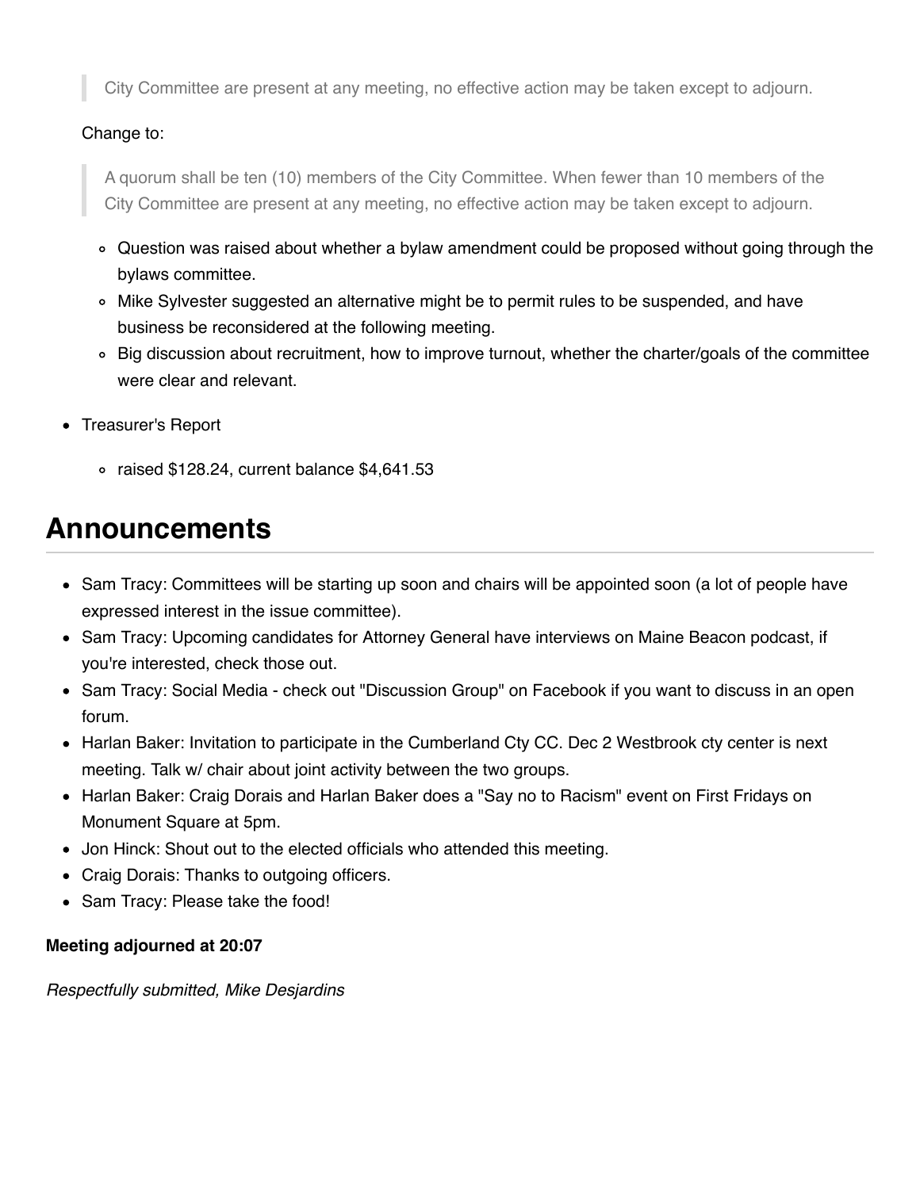> City Committee are present at any meeting, no effective action may be taken except to adjourn.

Change to:

> A quorum shall be ten (10) members of the City Committee. When fewer than 10 members of the City Committee are present at any meeting, no effective action may be taken except to adjourn.

- Question was raised about whether a bylaw amendment could be proposed without going through the bylaws committee.
- Mike Sylvester suggested an alternative might be to permit rules to be suspended, and have business be reconsidered at the following meeting.
- Big discussion about recruitment, how to improve turnout, whether the charter/goals of the committee were clear and relevant.

- Treasurer's Report
    - raised $128.24, current balance $4,641.53

## Announcements

- Sam Tracy: Committees will be starting up soon and chairs will be appointed soon (a lot of people have expressed interest in the issue committee).
- Sam Tracy: Upcoming candidates for Attorney General have interviews on Maine Beacon podcast, if you're interested, check those out.
- Sam Tracy: Social Media - check out "Discussion Group" on Facebook if you want to discuss in an open forum.
- Harlan Baker: Invitation to participate in the Cumberland Cty CC. Dec 2 Westbrook cty center is next meeting. Talk w/ chair about joint activity between the two groups.
- Harlan Baker: Craig Dorais and Harlan Baker does a "Say no to Racism" event on First Fridays on Monument Square at 5pm.
- Jon Hinck: Shout out to the elected officials who attended this meeting.
- Craig Dorais: Thanks to outgoing officers.
- Sam Tracy: Please take the food!

**Meeting adjourned at 20:07**

*Respectfully submitted, Mike Desjardins*